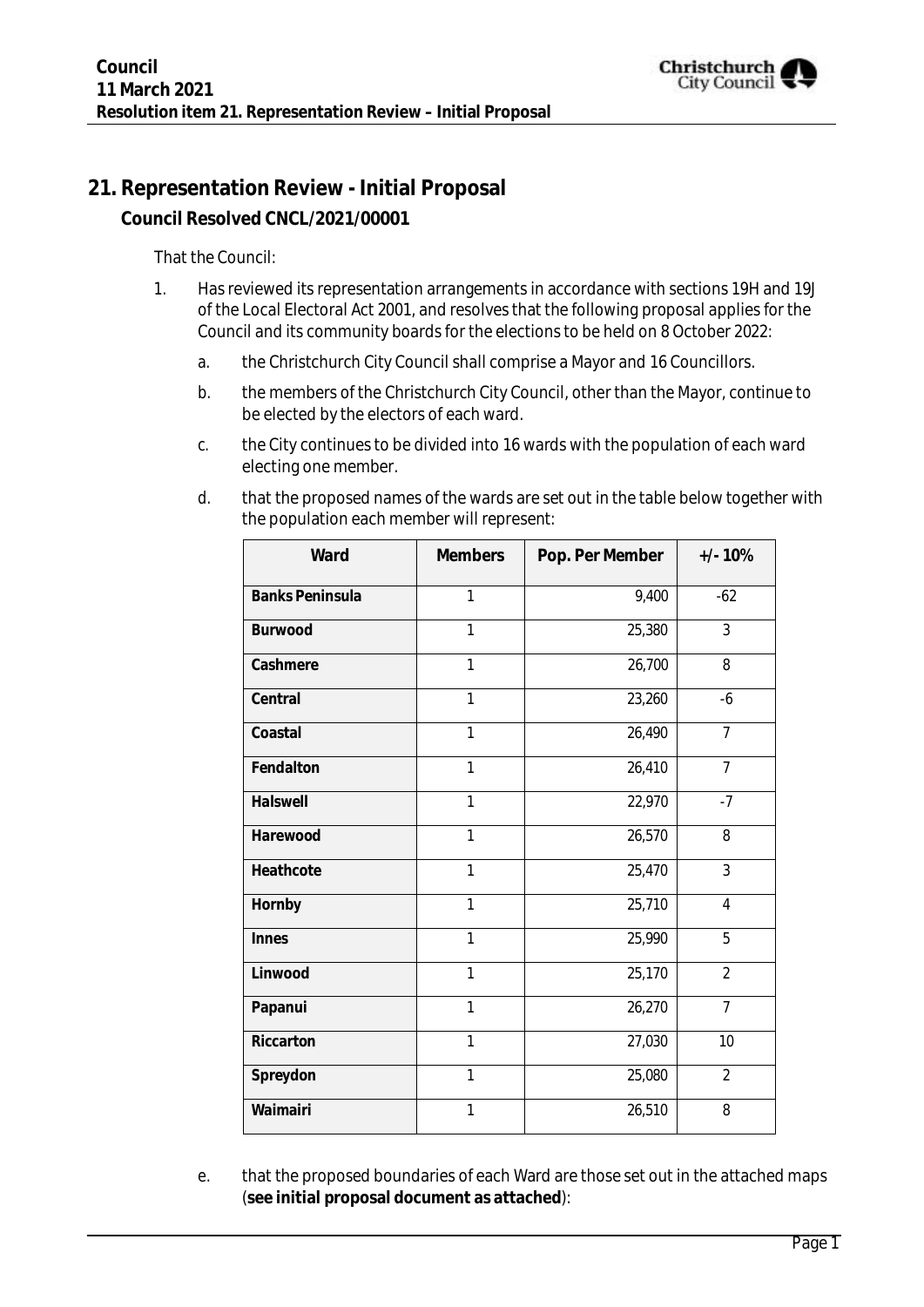# 21. Representation Review - Initial Proposal

**Council Resolved CNCL/2021/00001**

That the Council:

1. Has reviewed its representation arrangements in accordance with sections 19H and 19J of the Local Electoral Act 2001, and resolves that the following proposal applies for the Council and its community boards for the elections to be held on 8 October 2022:
   a. the Christchurch City Council shall comprise a Mayor and 16 Councillors.
   b. the members of the Christchurch City Council, other than the Mayor, continue to be elected by the electors of each ward.
   c. the City continues to be divided into 16 wards with the population of each ward electing one member.
   d. that the proposed names of the wards are set out in the table below together with the population each member will represent:

| Ward | Members | Pop. Per Member | +/- 10% |
|---|---|---|---|
| Banks Peninsula | 1 | 9,400 | -62 |
| Burwood | 1 | 25,380 | 3 |
| Cashmere | 1 | 26,700 | 8 |
| Central | 1 | 23,260 | -6 |
| Coastal | 1 | 26,490 | 7 |
| Fendalton | 1 | 26,410 | 7 |
| Halswell | 1 | 22,970 | -7 |
| Harewood | 1 | 26,570 | 8 |
| Heathcote | 1 | 25,470 | 3 |
| Hornby | 1 | 25,710 | 4 |
| Innes | 1 | 25,990 | 5 |
| Linwood | 1 | 25,170 | 2 |
| Papanui | 1 | 26,270 | 7 |
| Riccarton | 1 | 27,030 | 10 |
| Spreydon | 1 | 25,080 | 2 |
| Waimairi | 1 | 26,510 | 8 |

   e. that the proposed boundaries of each Ward are those set out in the attached maps (**see initial proposal document as attached**):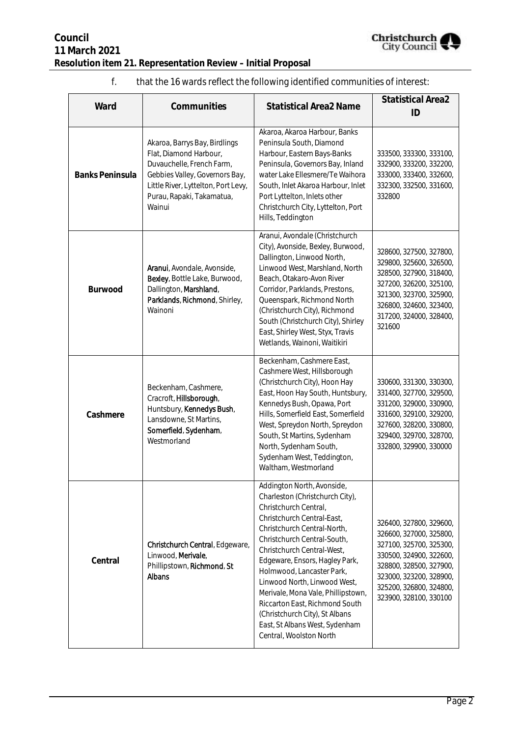f. that the 16 wards reflect the following identified communities of interest:

| Ward | Communities | Statistical Area2 Name | Statistical Area2 ID |
|---|---|---|---|
| **Banks Peninsula** | Akaroa, Barrys Bay, Birdlings Flat, Diamond Harbour, Duvauchelle, French Farm, Gebbies Valley, Governors Bay, Little River, Lyttelton, Port Levy, Purau, Rapaki, Takamatua, Wainui | Akaroa, Akaroa Harbour, Banks Peninsula South, Diamond Harbour, Eastern Bays-Banks Peninsula, Governors Bay, Inland water Lake Ellesmere/Te Waihora South, Inlet Akaroa Harbour, Inlet Port Lyttelton, Inlets other Christchurch City, Lyttelton, Port Hills, Teddington | 333500, 333300, 333100, 332900, 333200, 332200, 333000, 333400, 332600, 332300, 332500, 331600, 332800 |
| **Burwood** | Aranui, Avondale, Avonside, Bexley, Bottle Lake, Burwood, Dallington, Marshland, Parklands, Richmond, Shirley, Wainoni | Aranui, Avondale (Christchurch City), Avonside, Bexley, Burwood, Dallington, Linwood North, Linwood West, Marshland, North Beach, Otakaro-Avon River Corridor, Parklands, Prestons, Queenspark, Richmond North (Christchurch City), Richmond South (Christchurch City), Shirley East, Shirley West, Styx, Travis Wetlands, Wainoni, Waitikiri | 328600, 327500, 327800, 329800, 325600, 326500, 328500, 327900, 318400, 327200, 326200, 325100, 321300, 323700, 325900, 326800, 324600, 323400, 317200, 324000, 328400, 321600 |
| **Cashmere** | Beckenham, Cashmere, Cracroft, Hillsborough, Huntsbury, Kennedys Bush, Lansdowne, St Martins, Somerfield, Sydenham, Westmorland | Beckenham, Cashmere East, Cashmere West, Hillsborough (Christchurch City), Hoon Hay East, Hoon Hay South, Huntsbury, Kennedys Bush, Opawa, Port Hills, Somerfield East, Somerfield West, Spreydon North, Spreydon South, St Martins, Sydenham North, Sydenham South, Sydenham West, Teddington, Waltham, Westmorland | 330600, 331300, 330300, 331400, 327700, 329500, 331200, 329000, 330900, 331600, 329100, 329200, 327600, 328200, 330800, 329400, 329700, 328700, 332800, 329900, 330000 |
| **Central** | Christchurch Central, Edgeware, Linwood, Merivale, Phillipstown, Richmond, St Albans | Addington North, Avonside, Charleston (Christchurch City), Christchurch Central, Christchurch Central-East, Christchurch Central-North, Christchurch Central-South, Christchurch Central-West, Edgeware, Ensors, Hagley Park, Holmwood, Lancaster Park, Linwood North, Linwood West, Merivale, Mona Vale, Phillipstown, Riccarton East, Richmond South (Christchurch City), St Albans East, St Albans West, Sydenham Central, Woolston North | 326400, 327800, 329600, 326600, 327000, 325800, 327100, 325700, 325300, 330500, 324900, 322600, 328800, 328500, 327900, 323000, 323200, 328900, 325200, 326800, 324800, 323900, 328100, 330100 |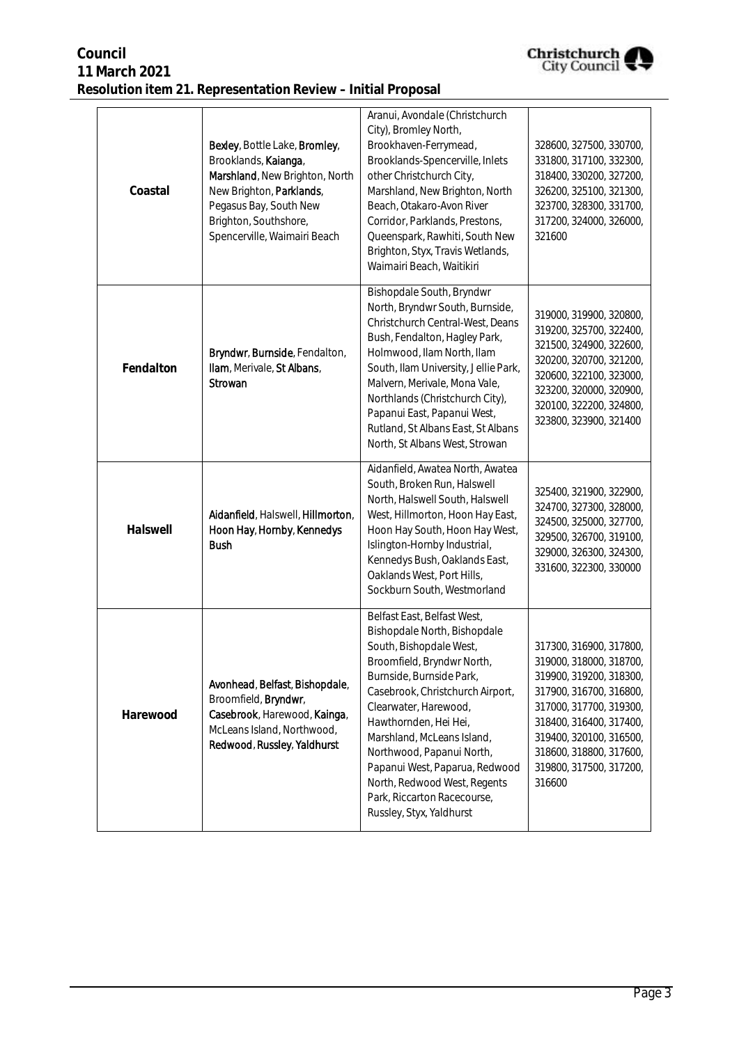| Coastal | Bexley, Bottle Lake, Bromley, Brooklands, Kaianga, Marshland, New Brighton, North New Brighton, Parklands, Pegasus Bay, South New Brighton, Southshore, Spencerville, Waimairi Beach | Aranui, Avondale (Christchurch City), Bromley North, Brookhaven-Ferrymead, Brooklands-Spencerville, Inlets other Christchurch City, Marshland, New Brighton, North Beach, Otakaro-Avon River Corridor, Parklands, Prestons, Queenspark, Rawhiti, South New Brighton, Styx, Travis Wetlands, Waimairi Beach, Waitikiri | 328600, 327500, 330700, 331800, 317100, 332300, 318400, 330200, 327200, 326200, 325100, 321300, 323700, 328300, 331700, 317200, 324000, 326000, 321600 |
|---|---|---|---|
| Fendalton | Bryndwr, Burnside, Fendalton, Ilam, Merivale, St Albans, Strowan | Bishopdale South, Bryndwr North, Bryndwr South, Burnside, Christchurch Central-West, Deans Bush, Fendalton, Hagley Park, Holmwood, Ilam North, Ilam South, Ilam University, Jellie Park, Malvern, Merivale, Mona Vale, Northlands (Christchurch City), Papanui East, Papanui West, Rutland, St Albans East, St Albans North, St Albans West, Strowan | 319000, 319900, 320800, 319200, 325700, 322400, 321500, 324900, 322600, 320200, 320700, 321200, 320600, 322100, 323000, 323200, 320000, 320900, 320100, 322200, 324800, 323800, 323900, 321400 |
| Halswell | Aidanfield, Halswell, Hillmorton, Hoon Hay, Hornby, Kennedys Bush | Aidanfield, Awatea North, Awatea South, Broken Run, Halswell North, Halswell South, Halswell West, Hillmorton, Hoon Hay East, Hoon Hay South, Hoon Hay West, Islington-Hornby Industrial, Kennedys Bush, Oaklands East, Oaklands West, Port Hills, Sockburn South, Westmorland | 325400, 321900, 322900, 324700, 327300, 328000, 324500, 325000, 327700, 329500, 326700, 319100, 329000, 326300, 324300, 331600, 322300, 330000 |
| Harewood | Avonhead, Belfast, Bishopdale, Broomfield, Bryndwr, Casebrook, Harewood, Kainga, McLeans Island, Northwood, Redwood, Russley, Yaldhurst | Belfast East, Belfast West, Bishopdale North, Bishopdale South, Bishopdale West, Broomfield, Bryndwr North, Burnside, Burnside Park, Casebrook, Christchurch Airport, Clearwater, Harewood, Hawthornden, Hei Hei, Marshland, McLeans Island, Northwood, Papanui North, Papanui West, Paparua, Redwood North, Redwood West, Regents Park, Riccarton Racecourse, Russley, Styx, Yaldhurst | 317300, 316900, 317800, 319000, 318000, 318700, 319900, 319200, 318300, 317900, 316700, 316800, 317000, 317700, 319300, 318400, 316400, 317400, 319400, 320100, 316500, 318600, 318800, 317600, 319800, 317500, 317200, 316600 |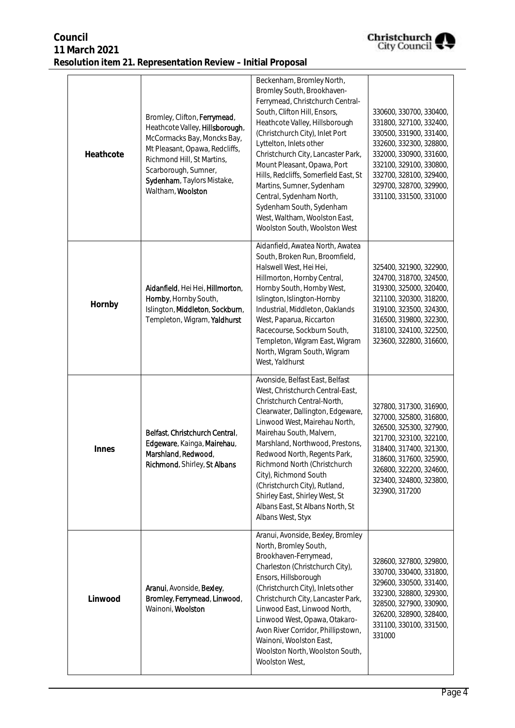| Heathcote | Bromley, Clifton, Ferrymead, Heathcote Valley, Hillsborough, McCormacks Bay, Moncks Bay, Mt Pleasant, Opawa, Redcliffs, Richmond Hill, St Martins, Scarborough, Sumner, Sydenham, Taylors Mistake, Waltham, Woolston | Beckenham, Bromley North, Bromley South, Brookhaven-Ferrymead, Christchurch Central-South, Clifton Hill, Ensors, Heathcote Valley, Hillsborough (Christchurch City), Inlet Port Lyttelton, Inlets other Christchurch City, Lancaster Park, Mount Pleasant, Opawa, Port Hills, Redcliffs, Somerfield East, St Martins, Sumner, Sydenham Central, Sydenham North, Sydenham South, Sydenham West, Waltham, Woolston East, Woolston South, Woolston West | 330600, 330700, 330400, 331800, 327100, 332400, 330500, 331900, 331400, 332600, 332300, 328800, 332000, 330900, 331600, 332100, 329100, 330800, 332700, 328100, 329400, 329700, 328700, 329900, 331100, 331500, 331000 |
|---|---|---|---|
| Hornby | Aidanfield, Hei Hei, Hillmorton, Hornby, Hornby South, Islington, Middleton, Sockburn, Templeton, Wigram, Yaldhurst | Aidanfield, Awatea North, Awatea South, Broken Run, Broomfield, Halswell West, Hei Hei, Hillmorton, Hornby Central, Hornby South, Hornby West, Islington, Islington-Hornby Industrial, Middleton, Oaklands West, Paparua, Riccarton Racecourse, Sockburn South, Templeton, Wigram East, Wigram North, Wigram South, Wigram West, Yaldhurst | 325400, 321900, 322900, 324700, 318700, 324500, 319300, 325000, 320400, 321100, 320300, 318200, 319100, 323500, 324300, 316500, 319800, 322300, 318100, 324100, 322500, 323600, 322800, 316600, |
| Innes | Belfast, Christchurch Central, Edgeware, Kainga, Mairehau, Marshland, Redwood, Richmond, Shirley, St Albans | Avonside, Belfast East, Belfast West, Christchurch Central-East, Christchurch Central-North, Clearwater, Dallington, Edgeware, Linwood West, Mairehau North, Mairehau South, Malvern, Marshland, Northwood, Prestons, Redwood North, Regents Park, Richmond North (Christchurch City), Richmond South (Christchurch City), Rutland, Shirley East, Shirley West, St Albans East, St Albans North, St Albans West, Styx | 327800, 317300, 316900, 327000, 325800, 316800, 326500, 325300, 327900, 321700, 323100, 322100, 318400, 317400, 321300, 318600, 317600, 325900, 326800, 322200, 324600, 323400, 324800, 323800, 323900, 317200 |
| Linwood | Aranui, Avonside, Bexley, Bromley, Ferrymead, Linwood, Wainoni, Woolston | Aranui, Avonside, Bexley, Bromley North, Bromley South, Brookhaven-Ferrymead, Charleston (Christchurch City), Ensors, Hillsborough (Christchurch City), Inlets other Christchurch City, Lancaster Park, Linwood East, Linwood North, Linwood West, Opawa, Otakaro-Avon River Corridor, Phillipstown, Wainoni, Woolston East, Woolston North, Woolston South, Woolston West, | 328600, 327800, 329800, 330700, 330400, 331800, 329600, 330500, 331400, 332300, 328800, 329300, 328500, 327900, 330900, 326200, 328900, 328400, 331100, 330100, 331500, 331000 |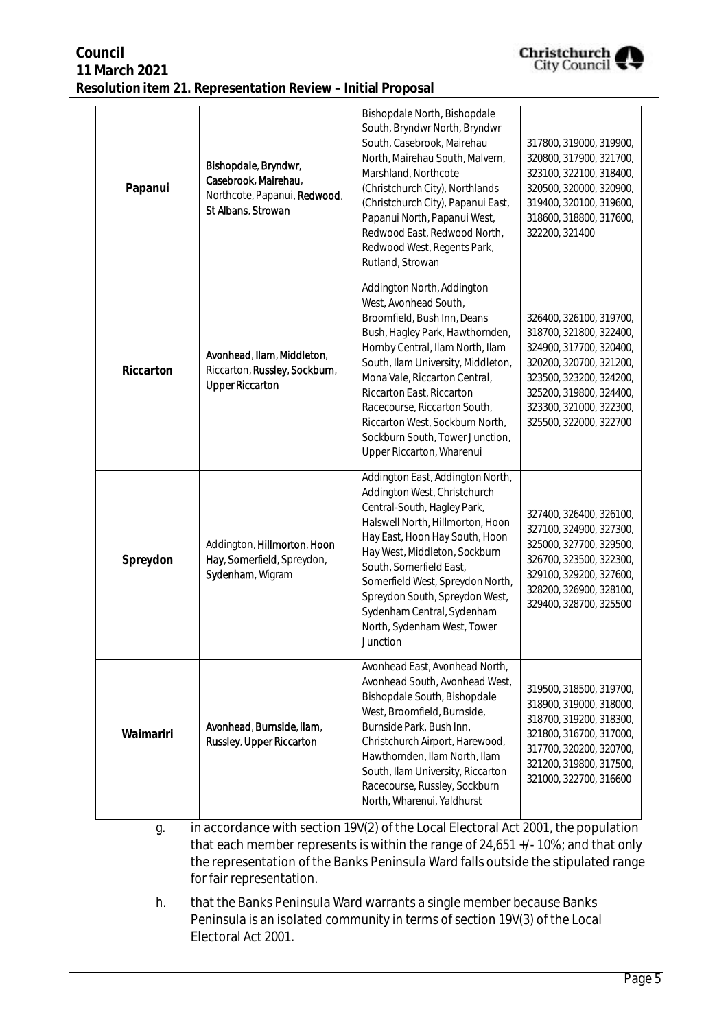| | | | |
|---|---|---|---|
| Papanui | Bishopdale, Bryndwr, Casebrook, Mairehau, Northcote, Papanui, Redwood, St Albans, Strowan | Bishopdale North, Bishopdale South, Bryndwr North, Bryndwr South, Casebrook, Mairehau North, Mairehau South, Malvern, Marshland, Northcote (Christchurch City), Northlands (Christchurch City), Papanui East, Papanui North, Papanui West, Redwood East, Redwood North, Redwood West, Regents Park, Rutland, Strowan | 317800, 319000, 319900, 320800, 317900, 321700, 323100, 322100, 318400, 320500, 320000, 320900, 319400, 320100, 319600, 318600, 318800, 317600, 322200, 321400 |
| Riccarton | Avonhead, Ilam, Middleton, Riccarton, Russley, Sockburn, Upper Riccarton | Addington North, Addington West, Avonhead South, Broomfield, Bush Inn, Deans Bush, Hagley Park, Hawthornden, Hornby Central, Ilam North, Ilam South, Ilam University, Middleton, Mona Vale, Riccarton Central, Riccarton East, Riccarton Racecourse, Riccarton South, Riccarton West, Sockburn North, Sockburn South, Tower Junction, Upper Riccarton, Wharenui | 326400, 326100, 319700, 318700, 321800, 322400, 324900, 317700, 320400, 320200, 320700, 321200, 323500, 323200, 324200, 325200, 319800, 324400, 323300, 321000, 322300, 325500, 322000, 322700 |
| Spreydon | Addington, Hillmorton, Hoon Hay, Somerfield, Spreydon, Sydenham, Wigram | Addington East, Addington North, Addington West, Christchurch Central-South, Hagley Park, Halswell North, Hillmorton, Hoon Hay East, Hoon Hay South, Hoon Hay West, Middleton, Sockburn South, Somerfield East, Somerfield West, Spreydon North, Spreydon South, Spreydon West, Sydenham Central, Sydenham North, Sydenham West, Tower Junction | 327400, 326400, 326100, 327100, 324900, 327300, 325000, 327700, 329500, 326700, 323500, 322300, 329100, 329200, 327600, 328200, 326900, 328100, 329400, 328700, 325500 |
| Waimariri | Avonhead, Burnside, Ilam, Russley, Upper Riccarton | Avonhead East, Avonhead North, Avonhead South, Avonhead West, Bishopdale South, Bishopdale West, Broomfield, Burnside, Burnside Park, Bush Inn, Christchurch Airport, Harewood, Hawthornden, Ilam North, Ilam South, Ilam University, Riccarton Racecourse, Russley, Sockburn North, Wharenui, Yaldhurst | 319500, 318500, 319700, 318900, 319000, 318000, 318700, 319200, 318300, 321800, 316700, 317000, 317700, 320200, 320700, 321200, 319800, 317500, 321000, 322700, 316600 |

g. in accordance with section 19V(2) of the Local Electoral Act 2001, the population that each member represents is within the range of 24,651 +/- 10%; and that only the representation of the Banks Peninsula Ward falls outside the stipulated range for fair representation.

h. that the Banks Peninsula Ward warrants a single member because Banks Peninsula is an isolated community in terms of section 19V(3) of the Local Electoral Act 2001.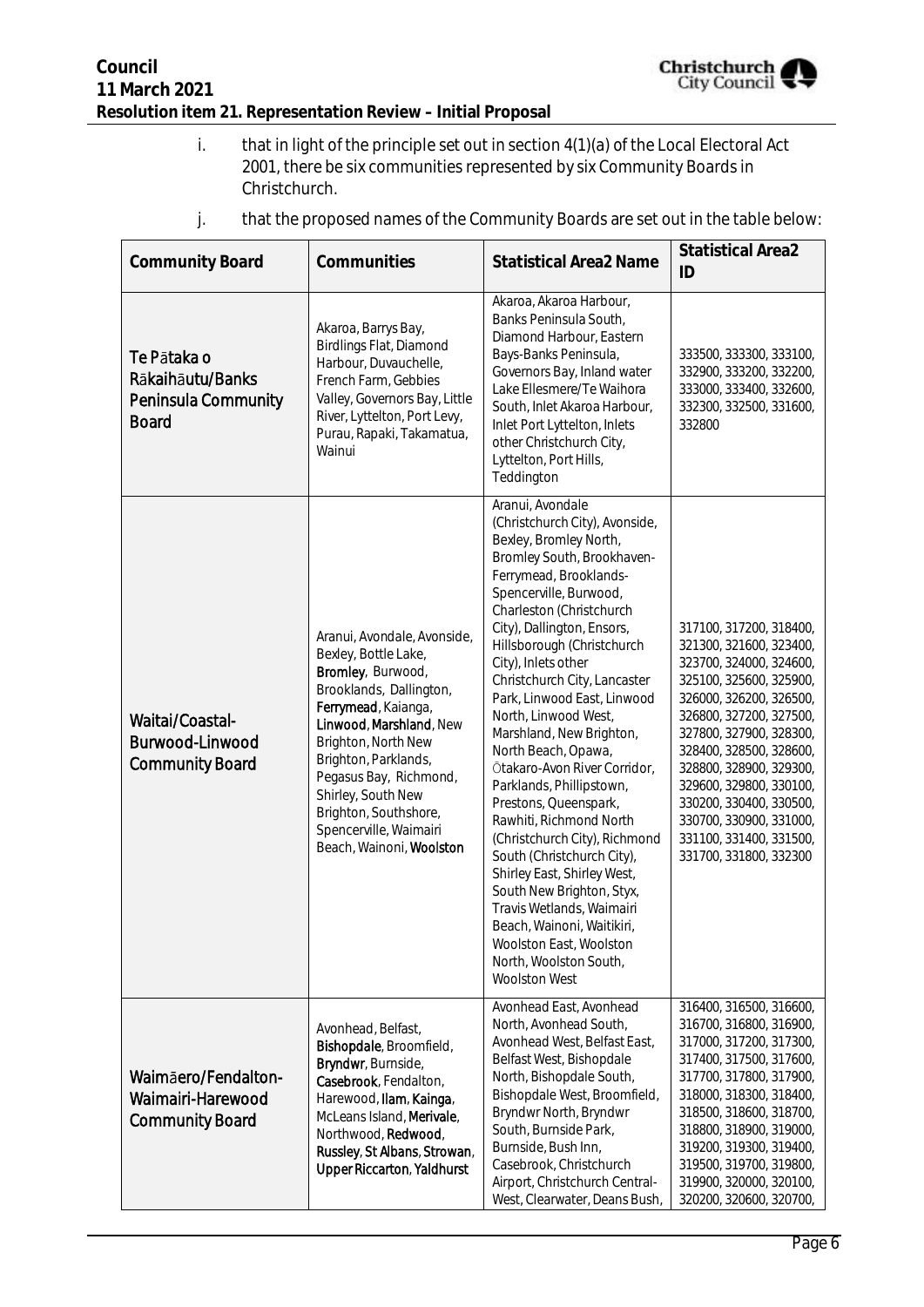i. that in light of the principle set out in section 4(1)(a) of the Local Electoral Act 2001, there be six communities represented by six Community Boards in Christchurch.

j. that the proposed names of the Community Boards are set out in the table below:

| Community Board | Communities | Statistical Area2 Name | Statistical Area2 ID |
|---|---|---|---|
| Te Pātaka o Rākaihāutu/Banks Peninsula Community Board | Akaroa, Barrys Bay, Birdlings Flat, Diamond Harbour, Duvauchelle, French Farm, Gebbies Valley, Governors Bay, Little River, Lyttelton, Port Levy, Purau, Rapaki, Takamatua, Wainui | Akaroa, Akaroa Harbour, Banks Peninsula South, Diamond Harbour, Eastern Bays-Banks Peninsula, Governors Bay, Inland water Lake Ellesmere/Te Waihora South, Inlet Akaroa Harbour, Inlet Port Lyttelton, Inlets other Christchurch City, Lyttelton, Port Hills, Teddington | 333500, 333300, 333100, 332900, 333200, 332200, 333000, 333400, 332600, 332300, 332500, 331600, 332800 |
| Waitai/Coastal-Burwood-Linwood Community Board | Aranui, Avondale, Avonside, Bexley, Bottle Lake, Bromley, Burwood, Brooklands, Dallington, Ferrymead, Kaianga, Linwood, Marshland, New Brighton, North New Brighton, Parklands, Pegasus Bay, Richmond, Shirley, South New Brighton, Southshore, Spencerville, Waimairi Beach, Wainoni, Woolston | Aranui, Avondale (Christchurch City), Avonside, Bexley, Bromley North, Bromley South, Brookhaven-Ferrymead, Brooklands-Spencerville, Burwood, Charleston (Christchurch City), Dallington, Ensors, Hillsborough (Christchurch City), Inlets other Christchurch City, Lancaster Park, Linwood East, Linwood North, Linwood West, Marshland, New Brighton, North Beach, Opawa, Ōtakaro-Avon River Corridor, Parklands, Phillipstown, Prestons, Queenspark, Rawhiti, Richmond North (Christchurch City), Richmond South (Christchurch City), Shirley East, Shirley West, South New Brighton, Styx, Travis Wetlands, Waimairi Beach, Wainoni, Waitikiri, Woolston East, Woolston North, Woolston South, Woolston West | 317100, 317200, 318400, 321300, 321600, 323400, 323700, 324000, 324600, 325100, 325600, 325900, 326000, 326200, 326500, 326800, 327200, 327500, 327800, 327900, 328300, 328400, 328500, 328600, 328800, 328900, 329300, 329600, 329800, 330100, 330200, 330400, 330500, 330700, 330900, 331000, 331100, 331400, 331500, 331700, 331800, 332300 |
| Waimāero/Fendalton-Waimairi-Harewood Community Board | Avonhead, Belfast, Bishopdale, Broomfield, Bryndwr, Burnside, Casebrook, Fendalton, Harewood, Ilam, Kainga, McLeans Island, Merivale, Northwood, Redwood, Russley, St Albans, Strowan, Upper Riccarton, Yaldhurst | Avonhead East, Avonhead North, Avonhead South, Avonhead West, Belfast East, Belfast West, Bishopdale North, Bishopdale South, Bishopdale West, Broomfield, Bryndwr North, Bryndwr South, Burnside Park, Burnside, Bush Inn, Casebrook, Christchurch Airport, Christchurch Central-West, Clearwater, Deans Bush, | 316400, 316500, 316600, 316700, 316800, 316900, 317000, 317200, 317300, 317400, 317500, 317600, 317700, 317800, 317900, 318000, 318300, 318400, 318500, 318600, 318700, 318800, 318900, 319000, 319200, 319300, 319400, 319500, 319700, 319800, 319900, 320000, 320100, 320200, 320600, 320700, |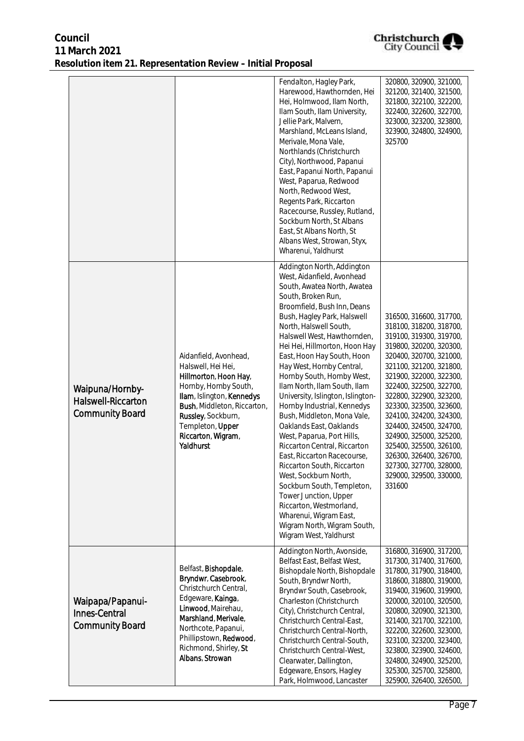| | | | |
|---|---|---|---|
| | | Fendalton, Hagley Park, Harewood, Hawthornden, Hei Hei, Holmwood, Ilam North, Ilam South, Ilam University, Jellie Park, Malvern, Marshland, McLeans Island, Merivale, Mona Vale, Northlands (Christchurch City), Northwood, Papanui East, Papanui North, Papanui West, Paparua, Redwood North, Redwood West, Regents Park, Riccarton Racecourse, Russley, Rutland, Sockburn North, St Albans East, St Albans North, St Albans West, Strowan, Styx, Wharenui, Yaldhurst | 320800, 320900, 321000, 321200, 321400, 321500, 321800, 322100, 322200, 322400, 322600, 322700, 323000, 323200, 323800, 323900, 324800, 324900, 325700 |
| Waipuna/Hornby-Halswell-Riccarton Community Board | Aidanfield, Avonhead, Halswell, Hei Hei, Hillmorton, Hoon Hay, Hornby, Hornby South, Ilam, Islington, Kennedys Bush, Middleton, Riccarton, Russley, Sockburn, Templeton, Upper Riccarton, Wigram, Yaldhurst | Addington North, Addington West, Aidanfield, Avonhead South, Awatea North, Awatea South, Broken Run, Broomfield, Bush Inn, Deans Bush, Hagley Park, Halswell North, Halswell South, Halswell West, Hawthornden, Hei Hei, Hillmorton, Hoon Hay East, Hoon Hay South, Hoon Hay West, Hornby Central, Hornby South, Hornby West, Ilam North, Ilam South, Ilam University, Islington, Islington-Hornby Industrial, Kennedys Bush, Middleton, Mona Vale, Oaklands East, Oaklands West, Paparua, Port Hills, Riccarton Central, Riccarton East, Riccarton Racecourse, Riccarton South, Riccarton West, Sockburn North, Sockburn South, Templeton, Tower Junction, Upper Riccarton, Westmorland, Wharenui, Wigram East, Wigram North, Wigram South, Wigram West, Yaldhurst | 316500, 316600, 317700, 318100, 318200, 318700, 319100, 319300, 319700, 319800, 320200, 320300, 320400, 320700, 321000, 321100, 321200, 321800, 321900, 322000, 322300, 322400, 322500, 322700, 322800, 322900, 323200, 323300, 323500, 323600, 324100, 324200, 324300, 324400, 324500, 324700, 324900, 325000, 325200, 325400, 325500, 326100, 326300, 326400, 326700, 327300, 327700, 328000, 329000, 329500, 330000, 331600 |
| Waipapa/Papanui-Innes-Central Community Board | Belfast, Bishopdale, Bryndwr, Casebrook, Christchurch Central, Edgeware, Kainga, Linwood, Mairehau, Marshland, Merivale, Northcote, Papanui, Phillipstown, Redwood, Richmond, Shirley, St Albans, Strowan | Addington North, Avonside, Belfast East, Belfast West, Bishopdale North, Bishopdale South, Bryndwr North, Bryndwr South, Casebrook, Charleston (Christchurch City), Christchurch Central, Christchurch Central-East, Christchurch Central-North, Christchurch Central-South, Christchurch Central-West, Clearwater, Dallington, Edgeware, Ensors, Hagley Park, Holmwood, Lancaster | 316800, 316900, 317200, 317300, 317400, 317600, 317800, 317900, 318400, 318600, 318800, 319000, 319400, 319600, 319900, 320000, 320100, 320500, 320800, 320900, 321300, 321400, 321700, 322100, 322200, 322600, 323000, 323100, 323200, 323400, 323800, 323900, 324600, 324800, 324900, 325200, 325300, 325700, 325800, 325900, 326400, 326500, |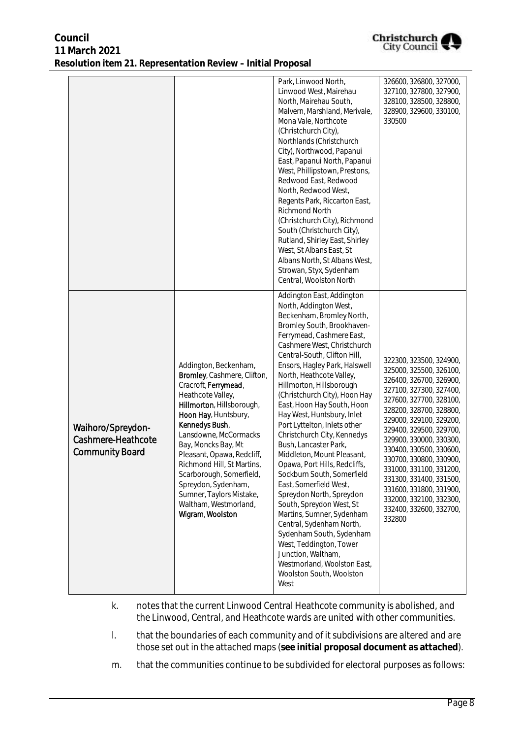| | | Park, Linwood North, Linwood West, Mairehau North, Mairehau South, Malvern, Marshland, Merivale, Mona Vale, Northcote (Christchurch City), Northlands (Christchurch City), Northwood, Papanui East, Papanui North, Papanui West, Phillipstown, Prestons, Redwood East, Redwood North, Redwood West, Regents Park, Riccarton East, Richmond North (Christchurch City), Richmond South (Christchurch City), Rutland, Shirley East, Shirley West, St Albans East, St Albans North, St Albans West, Strowan, Styx, Sydenham Central, Woolston North | 326600, 326800, 327000, 327100, 327800, 327900, 328100, 328500, 328800, 328900, 329600, 330100, 330500 |
|---|---|---|---|
| Waihoro/Spreydon-Cashmere-Heathcote Community Board | Addington, Beckenham, Bromley, Cashmere, Clifton, Cracroft, Ferrymead, Heathcote Valley, Hillmorton, Hillsborough, Hoon Hay, Huntsbury, Kennedys Bush, Lansdowne, McCormacks Bay, Moncks Bay, Mt Pleasant, Opawa, Redcliff, Richmond Hill, St Martins, Scarborough, Somerfield, Spreydon, Sydenham, Sumner, Taylors Mistake, Waltham, Westmorland, Wigram, Woolston | Addington East, Addington North, Addington West, Beckenham, Bromley North, Bromley South, Brookhaven-Ferrymead, Cashmere East, Cashmere West, Christchurch Central-South, Clifton Hill, Ensors, Hagley Park, Halswell North, Heathcote Valley, Hillmorton, Hillsborough (Christchurch City), Hoon Hay East, Hoon Hay South, Hoon Hay West, Huntsbury, Inlet Port Lyttelton, Inlets other Christchurch City, Kennedys Bush, Lancaster Park, Middleton, Mount Pleasant, Opawa, Port Hills, Redcliffs, Sockburn South, Somerfield East, Somerfield West, Spreydon North, Spreydon South, Spreydon West, St Martins, Sumner, Sydenham Central, Sydenham North, Sydenham South, Sydenham West, Teddington, Tower Junction, Waltham, Westmorland, Woolston East, Woolston South, Woolston West | 322300, 323500, 324900, 325000, 325500, 326100, 326400, 326700, 326900, 327100, 327300, 327400, 327600, 327700, 328100, 328200, 328700, 328800, 329000, 329100, 329200, 329400, 329500, 329700, 329900, 330000, 330300, 330400, 330500, 330600, 330700, 330800, 330900, 331000, 331100, 331200, 331300, 331400, 331500, 331600, 331800, 331900, 332000, 332100, 332300, 332400, 332600, 332700, 332800 |

k. notes that the current Linwood Central Heathcote community is abolished, and the Linwood, Central, and Heathcote wards are united with other communities.

l. that the boundaries of each community and of it subdivisions are altered and are those set out in the attached maps (**see initial proposal document as attached**).

m. that the communities continue to be subdivided for electoral purposes as follows: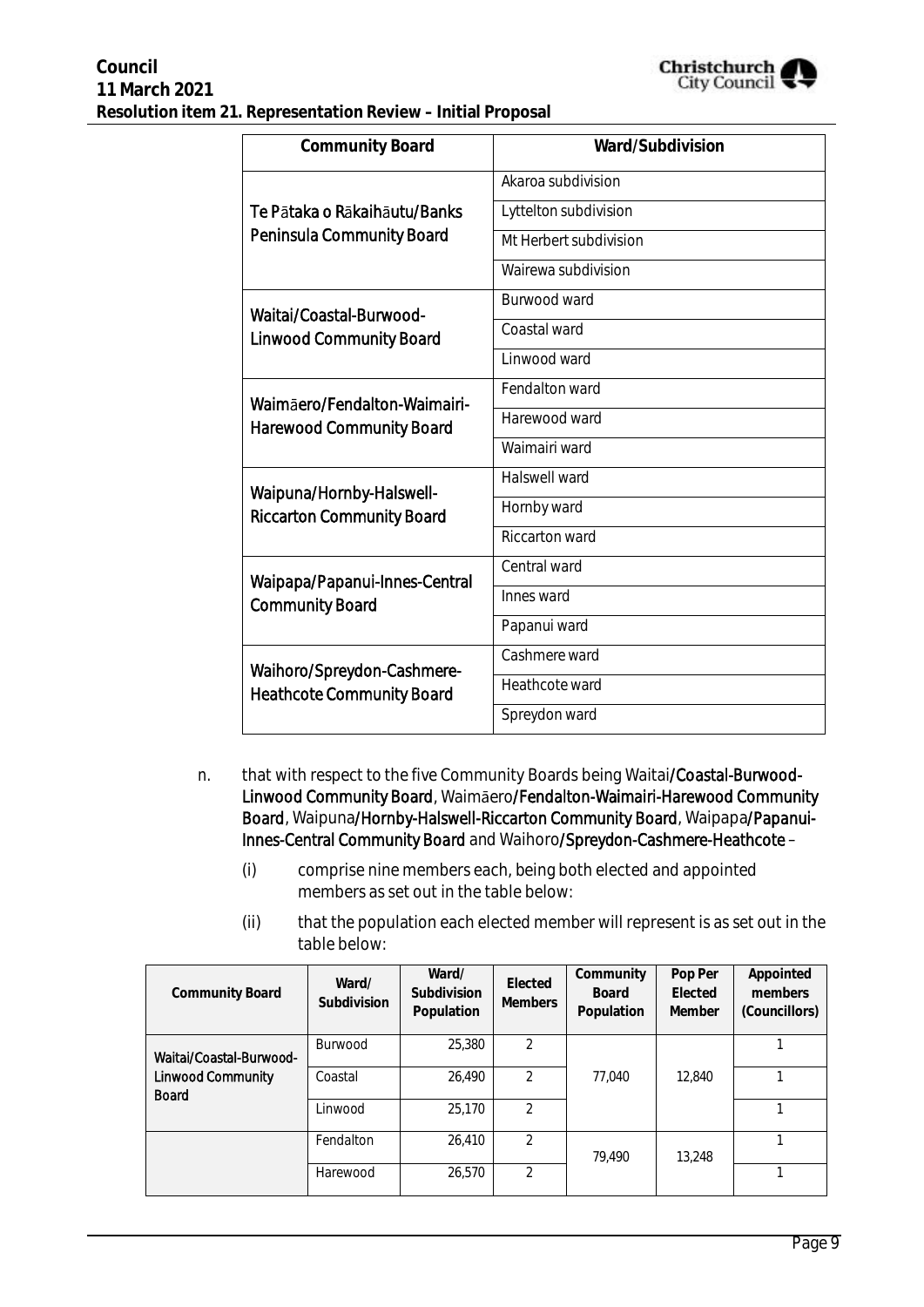| Community Board | Ward/Subdivision |
|---|---|
| Te Pātaka o Rākaihāutu/Banks Peninsula Community Board | Akaroa subdivision |
| | Lyttelton subdivision |
| | Mt Herbert subdivision |
| | Wairewa subdivision |
| Waitai/Coastal-Burwood-Linwood Community Board | Burwood ward |
| | Coastal ward |
| | Linwood ward |
| Waimāero/Fendalton-Waimairi-Harewood Community Board | Fendalton ward |
| | Harewood ward |
| | Waimairi ward |
| Waipuna/Hornby-Halswell-Riccarton Community Board | Halswell ward |
| | Hornby ward |
| | Riccarton ward |
| Waipapa/Papanui-Innes-Central Community Board | Central ward |
| | Innes ward |
| | Papanui ward |
| Waihoro/Spreydon-Cashmere-Heathcote Community Board | Cashmere ward |
| | Heathcote ward |
| | Spreydon ward |

n. that with respect to the five Community Boards being Waitai/Coastal-Burwood-Linwood Community Board, Waimāero/Fendalton-Waimairi-Harewood Community Board, Waipuna/Hornby-Halswell-Riccarton Community Board, Waipapa/Papanui-Innes-Central Community Board and Waihoro/Spreydon-Cashmere-Heathcote –

   (i) comprise nine members each, being both elected and appointed members as set out in the table below:

   (ii) that the population each elected member will represent is as set out in the table below:

| Community Board | Ward/ Subdivision | Ward/ Subdivision Population | Elected Members | Community Board Population | Pop Per Elected Member | Appointed members (Councillors) |
|---|---|---|---|---|---|---|
| Waitai/Coastal-Burwood-Linwood Community Board | Burwood | 25,380 | 2 | 77,040 | 12,840 | 1 |
| | Coastal | 26,490 | 2 | | | 1 |
| | Linwood | 25,170 | 2 | | | 1 |
| | Fendalton | 26,410 | 2 | 79,490 | 13,248 | 1 |
| | Harewood | 26,570 | 2 | | | 1 |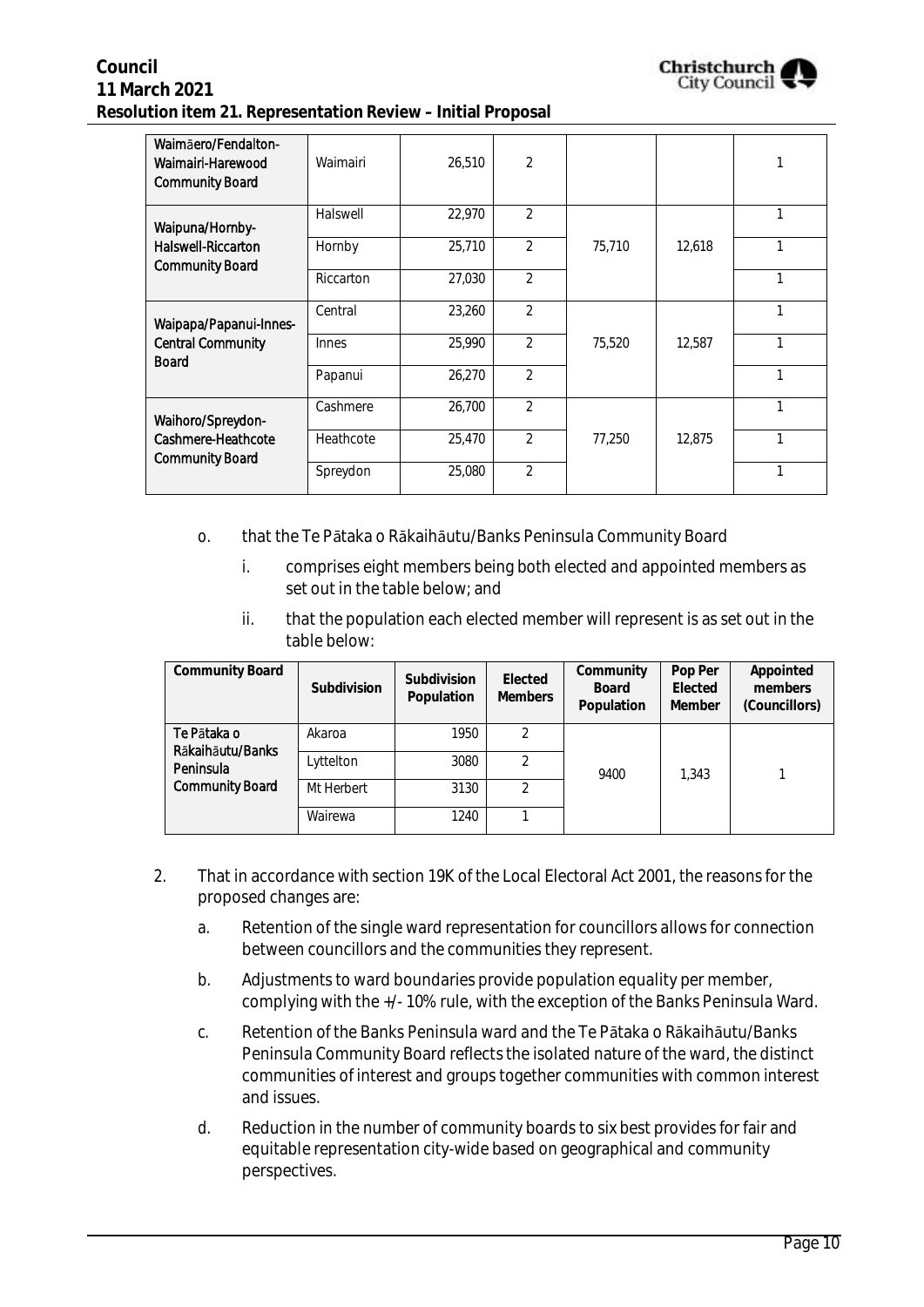| Waimāero/Fendalton-Waimairi-Harewood Community Board | Waimairi | 26,510 | 2 | | | 1 |
|---|---|---|---|---|---|---|
| Waipuna/Hornby-Halswell-Riccarton Community Board | Halswell | 22,970 | 2 | 75,710 | 12,618 | 1 |
| | Hornby | 25,710 | 2 | | | 1 |
| | Riccarton | 27,030 | 2 | | | 1 |
| Waipapa/Papanui-Innes-Central Community Board | Central | 23,260 | 2 | 75,520 | 12,587 | 1 |
| | Innes | 25,990 | 2 | | | 1 |
| | Papanui | 26,270 | 2 | | | 1 |
| Waihoro/Spreydon-Cashmere-Heathcote Community Board | Cashmere | 26,700 | 2 | 77,250 | 12,875 | 1 |
| | Heathcote | 25,470 | 2 | | | 1 |
| | Spreydon | 25,080 | 2 | | | 1 |

o. that the Te Pātaka o Rākaihāutu/Banks Peninsula Community Board

   i. comprises eight members being both elected and appointed members as set out in the table below; and

   ii. that the population each elected member will represent is as set out in the table below:

| Community Board | Subdivision | Subdivision Population | Elected Members | Community Board Population | Pop Per Elected Member | Appointed members (Councillors) |
|---|---|---|---|---|---|---|
| Te Pātaka o Rākaihāutu/Banks Peninsula Community Board | Akaroa | 1950 | 2 | 9400 | 1,343 | 1 |
| | Lyttelton | 3080 | 2 | | | |
| | Mt Herbert | 3130 | 2 | | | |
| | Wairewa | 1240 | 1 | | | |

2. That in accordance with section 19K of the Local Electoral Act 2001, the reasons for the proposed changes are:

   a. Retention of the single ward representation for councillors allows for connection between councillors and the communities they represent.

   b. Adjustments to ward boundaries provide population equality per member, complying with the +/- 10% rule, with the exception of the Banks Peninsula Ward.

   c. Retention of the Banks Peninsula ward and the Te Pātaka o Rākaihāutu/Banks Peninsula Community Board reflects the isolated nature of the ward, the distinct communities of interest and groups together communities with common interest and issues.

   d. Reduction in the number of community boards to six best provides for fair and equitable representation city-wide based on geographical and community perspectives.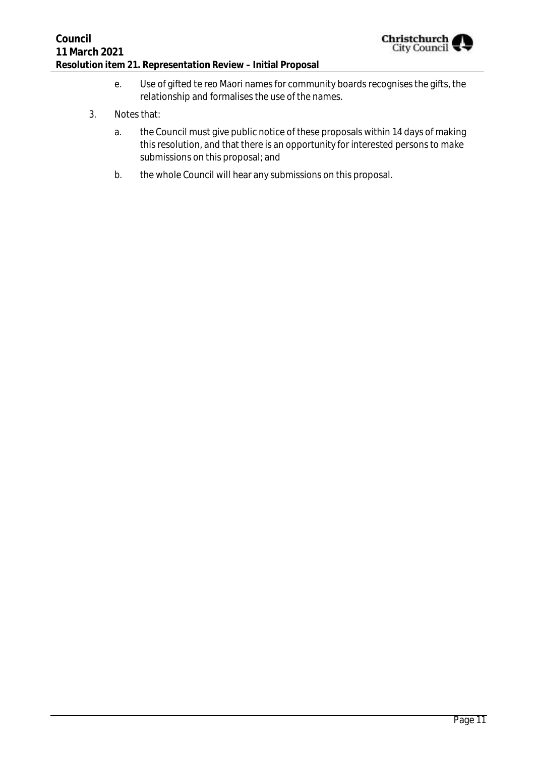e. Use of gifted te reo Māori names for community boards recognises the gifts, the relationship and formalises the use of the names.

3. Notes that:

   a. the Council must give public notice of these proposals within 14 days of making this resolution, and that there is an opportunity for interested persons to make submissions on this proposal; and

   b. the whole Council will hear any submissions on this proposal.